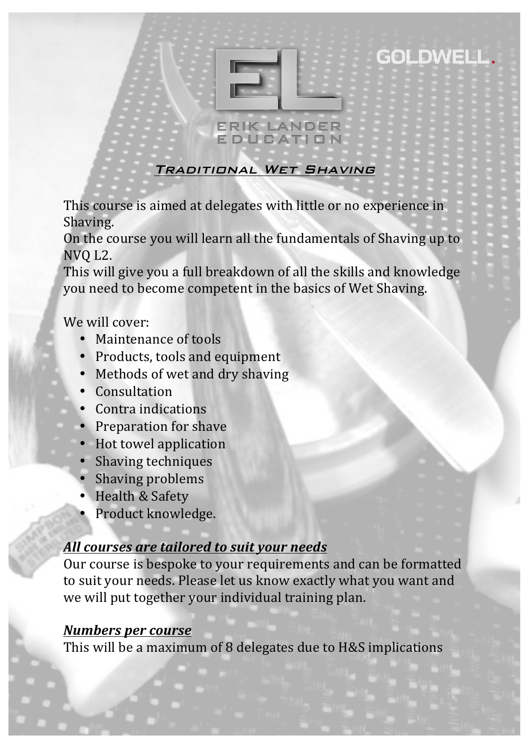GOLDWELL.

ERIK LANDER EDUCATION

## *Traditional Wet Shaving*

This course is aimed at delegates with little or no experience in Shaving.
On the course you will learn all the fundamentals of Shaving up to NVQ L2.
This will give you a full breakdown of all the skills and knowledge you need to become competent in the basics of Wet Shaving.

We will cover:

- Maintenance of tools
- Products, tools and equipment
- Methods of wet and dry shaving
- Consultation
- Contra indications
- Preparation for shave
- Hot towel application
- Shaving techniques
- Shaving problems
- Health & Safety
- Product knowledge.

### ***All courses are tailored to suit your needs***

Our course is bespoke to your requirements and can be formatted to suit your needs. Please let us know exactly what you want and we will put together your individual training plan.

### ***Numbers per course***

This will be a maximum of 8 delegates due to H&S implications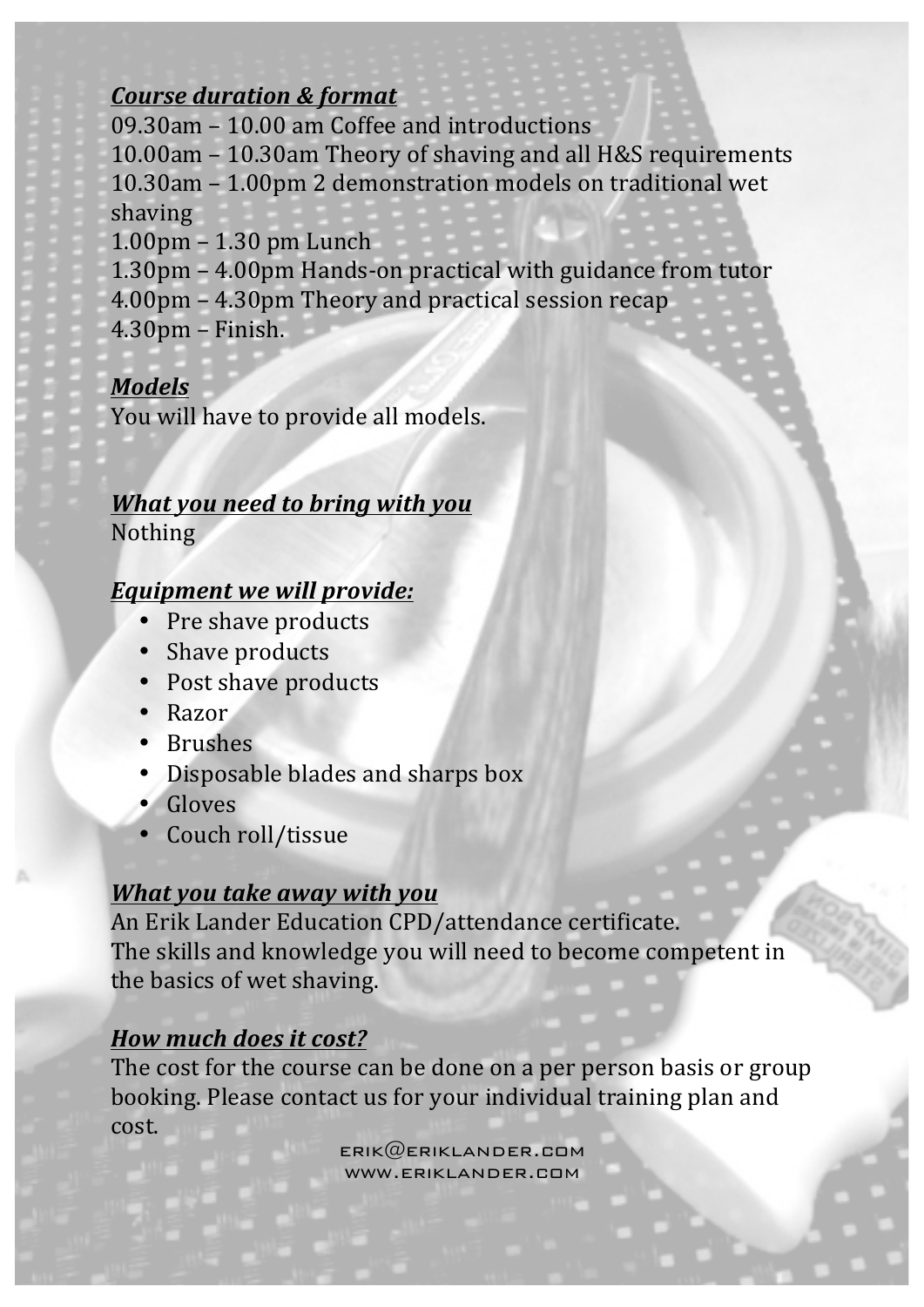***Course duration & format***

09.30am – 10.00 am Coffee and introductions
10.00am – 10.30am Theory of shaving and all H&S requirements
10.30am – 1.00pm 2 demonstration models on traditional wet shaving
1.00pm – 1.30 pm Lunch
1.30pm – 4.00pm Hands-on practical with guidance from tutor
4.00pm – 4.30pm Theory and practical session recap
4.30pm – Finish.

***Models***

You will have to provide all models.

***What you need to bring with you***

Nothing

***Equipment we will provide:***

- Pre shave products
- Shave products
- Post shave products
- Razor
- Brushes
- Disposable blades and sharps box
- Gloves
- Couch roll/tissue

***What you take away with you***

An Erik Lander Education CPD/attendance certificate.
The skills and knowledge you will need to become competent in the basics of wet shaving.

***How much does it cost?***

The cost for the course can be done on a per person basis or group booking. Please contact us for your individual training plan and cost.

erik@eriklander.com
www.eriklander.com